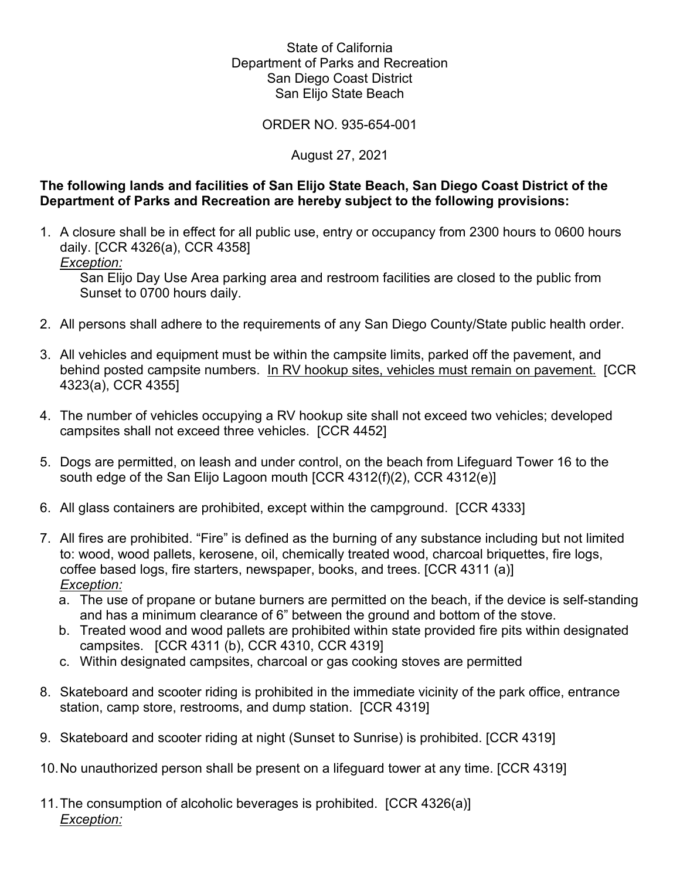State of California
Department of Parks and Recreation
San Diego Coast District
San Elijo State Beach

ORDER NO. 935-654-001

August 27, 2021

**The following lands and facilities of San Elijo State Beach, San Diego Coast District of the Department of Parks and Recreation are hereby subject to the following provisions:**

1. A closure shall be in effect for all public use, entry or occupancy from 2300 hours to 0600 hours daily. [CCR 4326(a), CCR 4358]
   *Exception:*
   San Elijo Day Use Area parking area and restroom facilities are closed to the public from Sunset to 0700 hours daily.

2. All persons shall adhere to the requirements of any San Diego County/State public health order.

3. All vehicles and equipment must be within the campsite limits, parked off the pavement, and behind posted campsite numbers. <u>In RV hookup sites, vehicles must remain on pavement.</u> [CCR 4323(a), CCR 4355]

4. The number of vehicles occupying a RV hookup site shall not exceed two vehicles; developed campsites shall not exceed three vehicles. [CCR 4452]

5. Dogs are permitted, on leash and under control, on the beach from Lifeguard Tower 16 to the south edge of the San Elijo Lagoon mouth [CCR 4312(f)(2), CCR 4312(e)]

6. All glass containers are prohibited, except within the campground. [CCR 4333]

7. All fires are prohibited. "Fire" is defined as the burning of any substance including but not limited to: wood, wood pallets, kerosene, oil, chemically treated wood, charcoal briquettes, fire logs, coffee based logs, fire starters, newspaper, books, and trees. [CCR 4311 (a)]
   *Exception:*
   a. The use of propane or butane burners are permitted on the beach, if the device is self-standing and has a minimum clearance of 6" between the ground and bottom of the stove.
   b. Treated wood and wood pallets are prohibited within state provided fire pits within designated campsites. [CCR 4311 (b), CCR 4310, CCR 4319]
   c. Within designated campsites, charcoal or gas cooking stoves are permitted

8. Skateboard and scooter riding is prohibited in the immediate vicinity of the park office, entrance station, camp store, restrooms, and dump station. [CCR 4319]

9. Skateboard and scooter riding at night (Sunset to Sunrise) is prohibited. [CCR 4319]

10. No unauthorized person shall be present on a lifeguard tower at any time. [CCR 4319]

11. The consumption of alcoholic beverages is prohibited. [CCR 4326(a)]
    *Exception:*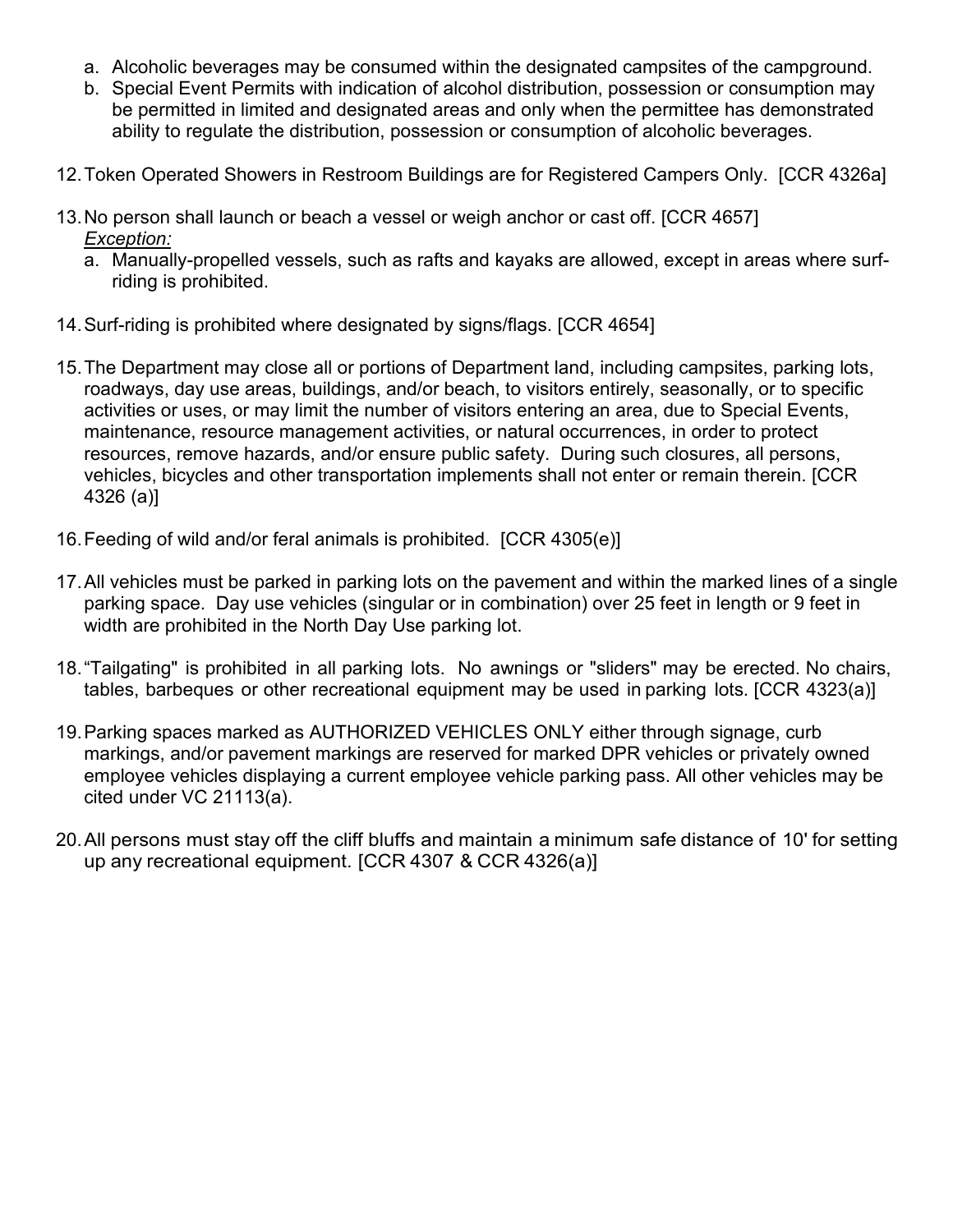a. Alcoholic beverages may be consumed within the designated campsites of the campground.
b. Special Event Permits with indication of alcohol distribution, possession or consumption may be permitted in limited and designated areas and only when the permittee has demonstrated ability to regulate the distribution, possession or consumption of alcoholic beverages.

12. Token Operated Showers in Restroom Buildings are for Registered Campers Only. [CCR 4326a]

13. No person shall launch or beach a vessel or weigh anchor or cast off. [CCR 4657]
    *Exception:*
    a. Manually-propelled vessels, such as rafts and kayaks are allowed, except in areas where surf-riding is prohibited.

14. Surf-riding is prohibited where designated by signs/flags. [CCR 4654]

15. The Department may close all or portions of Department land, including campsites, parking lots, roadways, day use areas, buildings, and/or beach, to visitors entirely, seasonally, or to specific activities or uses, or may limit the number of visitors entering an area, due to Special Events, maintenance, resource management activities, or natural occurrences, in order to protect resources, remove hazards, and/or ensure public safety. During such closures, all persons, vehicles, bicycles and other transportation implements shall not enter or remain therein. [CCR 4326 (a)]

16. Feeding of wild and/or feral animals is prohibited. [CCR 4305(e)]

17. All vehicles must be parked in parking lots on the pavement and within the marked lines of a single parking space. Day use vehicles (singular or in combination) over 25 feet in length or 9 feet in width are prohibited in the North Day Use parking lot.

18. "Tailgating" is prohibited in all parking lots. No awnings or "sliders" may be erected. No chairs, tables, barbeques or other recreational equipment may be used in parking lots. [CCR 4323(a)]

19. Parking spaces marked as AUTHORIZED VEHICLES ONLY either through signage, curb markings, and/or pavement markings are reserved for marked DPR vehicles or privately owned employee vehicles displaying a current employee vehicle parking pass. All other vehicles may be cited under VC 21113(a).

20. All persons must stay off the cliff bluffs and maintain a minimum safe distance of 10' for setting up any recreational equipment. [CCR 4307 & CCR 4326(a)]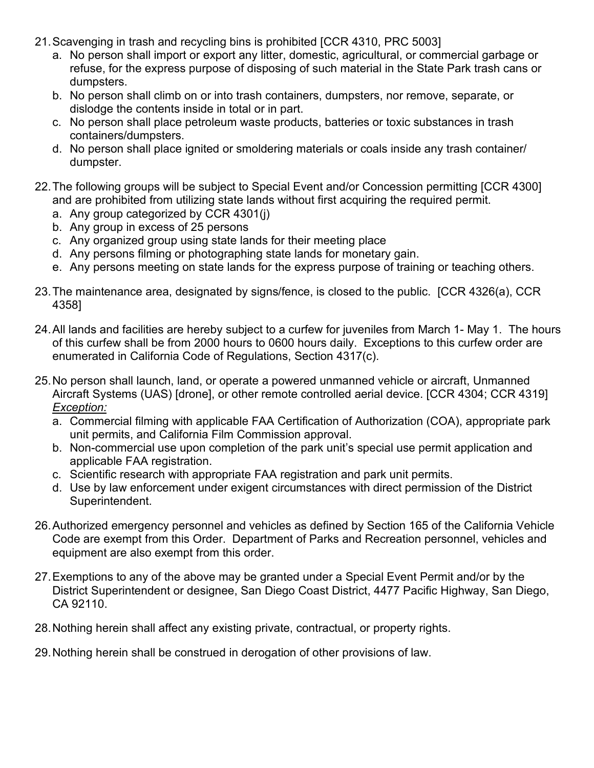21. Scavenging in trash and recycling bins is prohibited [CCR 4310, PRC 5003]
    a. No person shall import or export any litter, domestic, agricultural, or commercial garbage or refuse, for the express purpose of disposing of such material in the State Park trash cans or dumpsters.
    b. No person shall climb on or into trash containers, dumpsters, nor remove, separate, or dislodge the contents inside in total or in part.
    c. No person shall place petroleum waste products, batteries or toxic substances in trash containers/dumpsters.
    d. No person shall place ignited or smoldering materials or coals inside any trash container/ dumpster.

22. The following groups will be subject to Special Event and/or Concession permitting [CCR 4300] and are prohibited from utilizing state lands without first acquiring the required permit.
    a. Any group categorized by CCR 4301(j)
    b. Any group in excess of 25 persons
    c. Any organized group using state lands for their meeting place
    d. Any persons filming or photographing state lands for monetary gain.
    e. Any persons meeting on state lands for the express purpose of training or teaching others.

23. The maintenance area, designated by signs/fence, is closed to the public. [CCR 4326(a), CCR 4358]

24. All lands and facilities are hereby subject to a curfew for juveniles from March 1- May 1. The hours of this curfew shall be from 2000 hours to 0600 hours daily. Exceptions to this curfew order are enumerated in California Code of Regulations, Section 4317(c).

25. No person shall launch, land, or operate a powered unmanned vehicle or aircraft, Unmanned Aircraft Systems (UAS) [drone], or other remote controlled aerial device. [CCR 4304; CCR 4319]
    *<u>Exception:</u>*
    a. Commercial filming with applicable FAA Certification of Authorization (COA), appropriate park unit permits, and California Film Commission approval.
    b. Non-commercial use upon completion of the park unit's special use permit application and applicable FAA registration.
    c. Scientific research with appropriate FAA registration and park unit permits.
    d. Use by law enforcement under exigent circumstances with direct permission of the District Superintendent.

26. Authorized emergency personnel and vehicles as defined by Section 165 of the California Vehicle Code are exempt from this Order. Department of Parks and Recreation personnel, vehicles and equipment are also exempt from this order.

27. Exemptions to any of the above may be granted under a Special Event Permit and/or by the District Superintendent or designee, San Diego Coast District, 4477 Pacific Highway, San Diego, CA 92110.

28. Nothing herein shall affect any existing private, contractual, or property rights.

29. Nothing herein shall be construed in derogation of other provisions of law.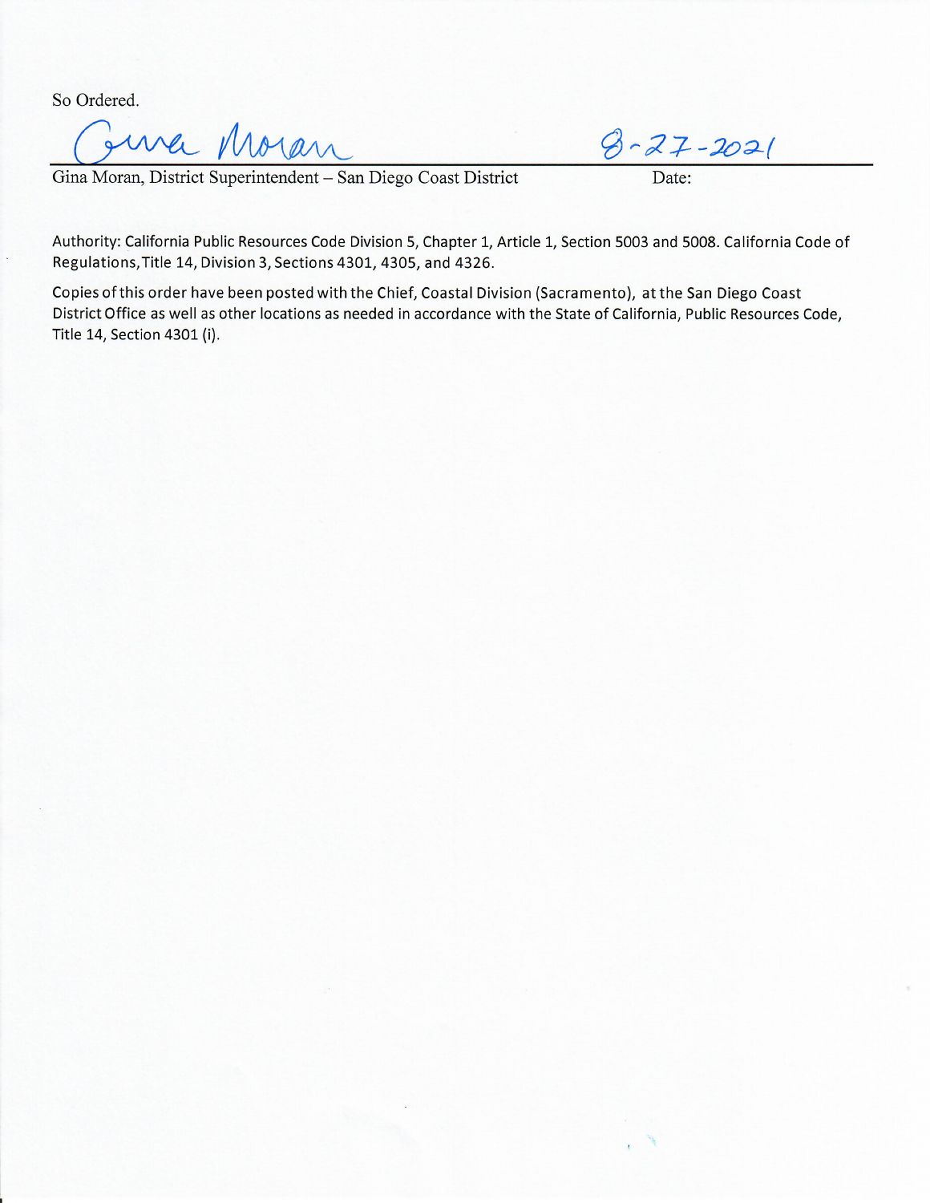So Ordered.

Gina Moran

8-27-2021

Gina Moran, District Superintendent – San Diego Coast District

Date:

Authority: California Public Resources Code Division 5, Chapter 1, Article 1, Section 5003 and 5008. California Code of Regulations,Title 14, Division 3, Sections 4301, 4305, and 4326.

Copies of this order have been posted with the Chief, Coastal Division (Sacramento), at the San Diego Coast District Office as well as other locations as needed in accordance with the State of California, Public Resources Code, Title 14, Section 4301 (i).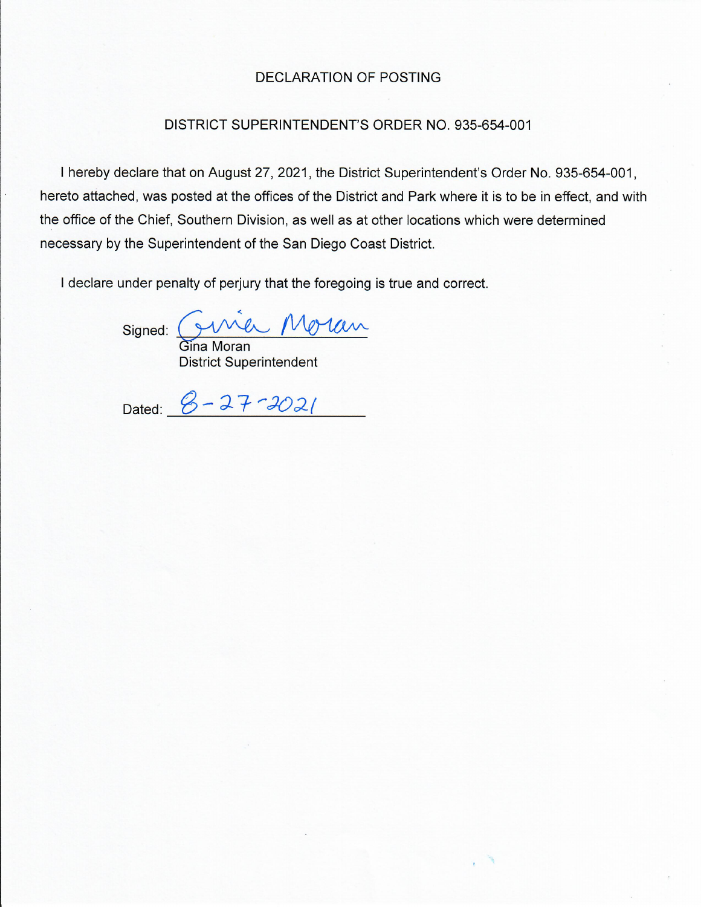# DECLARATION OF POSTING

## DISTRICT SUPERINTENDENT'S ORDER NO. 935-654-001

I hereby declare that on August 27, 2021, the District Superintendent's Order No. 935-654-001, hereto attached, was posted at the offices of the District and Park where it is to be in effect, and with the office of the Chief, Southern Division, as well as at other locations which were determined necessary by the Superintendent of the San Diego Coast District.

I declare under penalty of perjury that the foregoing is true and correct.

Signed: Gina Moran

Gina Moran
District Superintendent

Dated: 8-27-2021